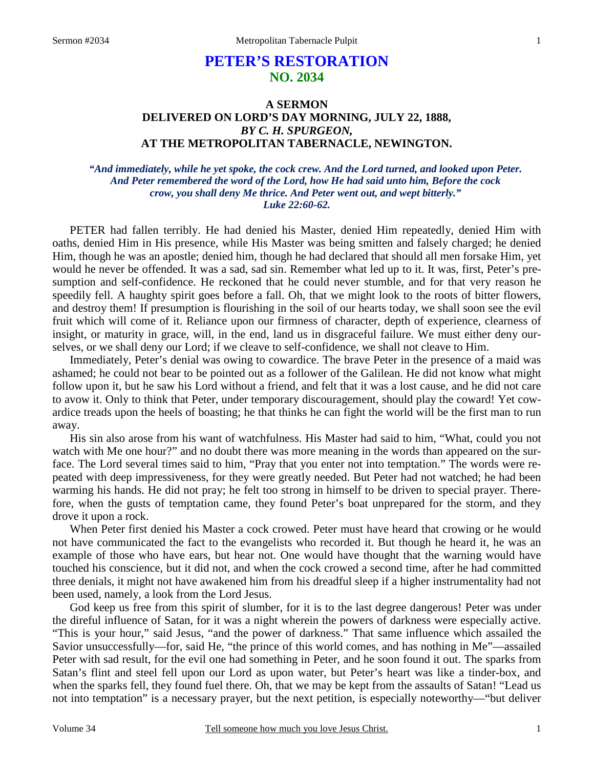# PETER'S RESTORATION
## NO. 2034

### A SERMON
### DELIVERED ON LORD'S DAY MORNING, JULY 22, 1888,
### *BY C. H. SPURGEON,*
### AT THE METROPOLITAN TABERNACLE, NEWINGTON.

***"And immediately, while he yet spoke, the cock crew. And the Lord turned, and looked upon Peter. And Peter remembered the word of the Lord, how He had said unto him, Before the cock crow, you shall deny Me thrice. And Peter went out, and wept bitterly." Luke 22:60-62.***

PETER had fallen terribly. He had denied his Master, denied Him repeatedly, denied Him with oaths, denied Him in His presence, while His Master was being smitten and falsely charged; he denied Him, though he was an apostle; denied him, though he had declared that should all men forsake Him, yet would he never be offended. It was a sad, sad sin. Remember what led up to it. It was, first, Peter's presumption and self-confidence. He reckoned that he could never stumble, and for that very reason he speedily fell. A haughty spirit goes before a fall. Oh, that we might look to the roots of bitter flowers, and destroy them! If presumption is flourishing in the soil of our hearts today, we shall soon see the evil fruit which will come of it. Reliance upon our firmness of character, depth of experience, clearness of insight, or maturity in grace, will, in the end, land us in disgraceful failure. We must either deny ourselves, or we shall deny our Lord; if we cleave to self-confidence, we shall not cleave to Him.

Immediately, Peter's denial was owing to cowardice. The brave Peter in the presence of a maid was ashamed; he could not bear to be pointed out as a follower of the Galilean. He did not know what might follow upon it, but he saw his Lord without a friend, and felt that it was a lost cause, and he did not care to avow it. Only to think that Peter, under temporary discouragement, should play the coward! Yet cowardice treads upon the heels of boasting; he that thinks he can fight the world will be the first man to run away.

His sin also arose from his want of watchfulness. His Master had said to him, "What, could you not watch with Me one hour?" and no doubt there was more meaning in the words than appeared on the surface. The Lord several times said to him, "Pray that you enter not into temptation." The words were repeated with deep impressiveness, for they were greatly needed. But Peter had not watched; he had been warming his hands. He did not pray; he felt too strong in himself to be driven to special prayer. Therefore, when the gusts of temptation came, they found Peter's boat unprepared for the storm, and they drove it upon a rock.

When Peter first denied his Master a cock crowed. Peter must have heard that crowing or he would not have communicated the fact to the evangelists who recorded it. But though he heard it, he was an example of those who have ears, but hear not. One would have thought that the warning would have touched his conscience, but it did not, and when the cock crowed a second time, after he had committed three denials, it might not have awakened him from his dreadful sleep if a higher instrumentality had not been used, namely, a look from the Lord Jesus.

God keep us free from this spirit of slumber, for it is to the last degree dangerous! Peter was under the direful influence of Satan, for it was a night wherein the powers of darkness were especially active. "This is your hour," said Jesus, "and the power of darkness." That same influence which assailed the Savior unsuccessfully—for, said He, "the prince of this world comes, and has nothing in Me"—assailed Peter with sad result, for the evil one had something in Peter, and he soon found it out. The sparks from Satan's flint and steel fell upon our Lord as upon water, but Peter's heart was like a tinder-box, and when the sparks fell, they found fuel there. Oh, that we may be kept from the assaults of Satan! "Lead us not into temptation" is a necessary prayer, but the next petition, is especially noteworthy—"but deliver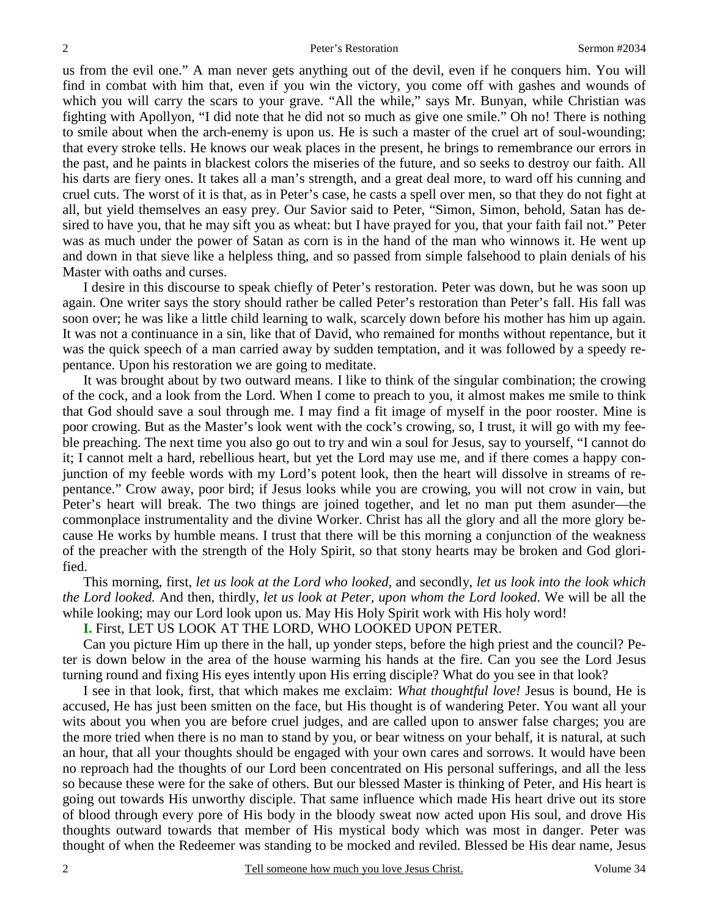us from the evil one." A man never gets anything out of the devil, even if he conquers him. You will find in combat with him that, even if you win the victory, you come off with gashes and wounds of which you will carry the scars to your grave. "All the while," says Mr. Bunyan, while Christian was fighting with Apollyon, "I did note that he did not so much as give one smile." Oh no! There is nothing to smile about when the arch-enemy is upon us. He is such a master of the cruel art of soul-wounding; that every stroke tells. He knows our weak places in the present, he brings to remembrance our errors in the past, and he paints in blackest colors the miseries of the future, and so seeks to destroy our faith. All his darts are fiery ones. It takes all a man's strength, and a great deal more, to ward off his cunning and cruel cuts. The worst of it is that, as in Peter's case, he casts a spell over men, so that they do not fight at all, but yield themselves an easy prey. Our Savior said to Peter, "Simon, Simon, behold, Satan has desired to have you, that he may sift you as wheat: but I have prayed for you, that your faith fail not." Peter was as much under the power of Satan as corn is in the hand of the man who winnows it. He went up and down in that sieve like a helpless thing, and so passed from simple falsehood to plain denials of his Master with oaths and curses.

I desire in this discourse to speak chiefly of Peter's restoration. Peter was down, but he was soon up again. One writer says the story should rather be called Peter's restoration than Peter's fall. His fall was soon over; he was like a little child learning to walk, scarcely down before his mother has him up again. It was not a continuance in a sin, like that of David, who remained for months without repentance, but it was the quick speech of a man carried away by sudden temptation, and it was followed by a speedy repentance. Upon his restoration we are going to meditate.

It was brought about by two outward means. I like to think of the singular combination; the crowing of the cock, and a look from the Lord. When I come to preach to you, it almost makes me smile to think that God should save a soul through me. I may find a fit image of myself in the poor rooster. Mine is poor crowing. But as the Master's look went with the cock's crowing, so, I trust, it will go with my feeble preaching. The next time you also go out to try and win a soul for Jesus, say to yourself, "I cannot do it; I cannot melt a hard, rebellious heart, but yet the Lord may use me, and if there comes a happy conjunction of my feeble words with my Lord's potent look, then the heart will dissolve in streams of repentance." Crow away, poor bird; if Jesus looks while you are crowing, you will not crow in vain, but Peter's heart will break. The two things are joined together, and let no man put them asunder—the commonplace instrumentality and the divine Worker. Christ has all the glory and all the more glory because He works by humble means. I trust that there will be this morning a conjunction of the weakness of the preacher with the strength of the Holy Spirit, so that stony hearts may be broken and God glorified.

This morning, first, *let us look at the Lord who looked,* and secondly, *let us look into the look which the Lord looked.* And then, thirdly, *let us look at Peter, upon whom the Lord looked*. We will be all the while looking; may our Lord look upon us. May His Holy Spirit work with His holy word!

**I.** First, LET US LOOK AT THE LORD, WHO LOOKED UPON PETER.

Can you picture Him up there in the hall, up yonder steps, before the high priest and the council? Peter is down below in the area of the house warming his hands at the fire. Can you see the Lord Jesus turning round and fixing His eyes intently upon His erring disciple? What do you see in that look?

I see in that look, first, that which makes me exclaim: *What thoughtful love!* Jesus is bound, He is accused, He has just been smitten on the face, but His thought is of wandering Peter. You want all your wits about you when you are before cruel judges, and are called upon to answer false charges; you are the more tried when there is no man to stand by you, or bear witness on your behalf, it is natural, at such an hour, that all your thoughts should be engaged with your own cares and sorrows. It would have been no reproach had the thoughts of our Lord been concentrated on His personal sufferings, and all the less so because these were for the sake of others. But our blessed Master is thinking of Peter, and His heart is going out towards His unworthy disciple. That same influence which made His heart drive out its store of blood through every pore of His body in the bloody sweat now acted upon His soul, and drove His thoughts outward towards that member of His mystical body which was most in danger. Peter was thought of when the Redeemer was standing to be mocked and reviled. Blessed be His dear name, Jesus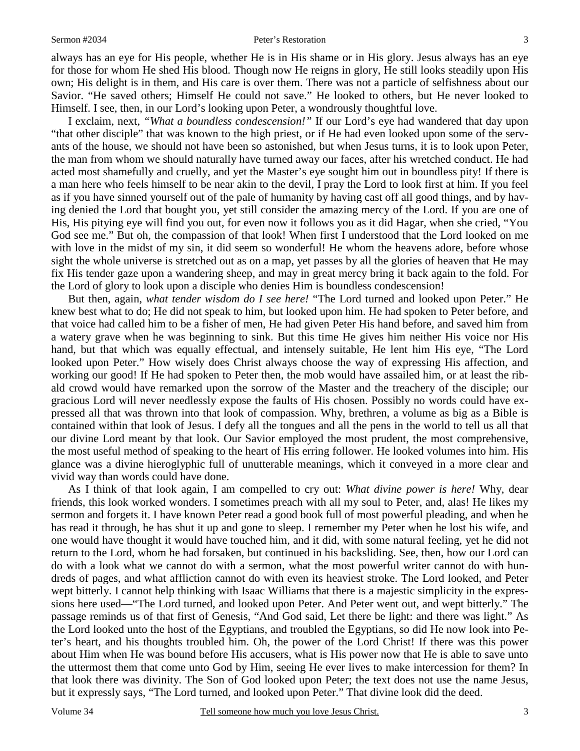always has an eye for His people, whether He is in His shame or in His glory. Jesus always has an eye for those for whom He shed His blood. Though now He reigns in glory, He still looks steadily upon His own; His delight is in them, and His care is over them. There was not a particle of selfishness about our Savior. "He saved others; Himself He could not save." He looked to others, but He never looked to Himself. I see, then, in our Lord's looking upon Peter, a wondrously thoughtful love.

I exclaim, next, *"What a boundless condescension!"* If our Lord's eye had wandered that day upon "that other disciple" that was known to the high priest, or if He had even looked upon some of the servants of the house, we should not have been so astonished, but when Jesus turns, it is to look upon Peter, the man from whom we should naturally have turned away our faces, after his wretched conduct. He had acted most shamefully and cruelly, and yet the Master's eye sought him out in boundless pity! If there is a man here who feels himself to be near akin to the devil, I pray the Lord to look first at him. If you feel as if you have sinned yourself out of the pale of humanity by having cast off all good things, and by having denied the Lord that bought you, yet still consider the amazing mercy of the Lord. If you are one of His, His pitying eye will find you out, for even now it follows you as it did Hagar, when she cried, "You God see me." But oh, the compassion of that look! When first I understood that the Lord looked on me with love in the midst of my sin, it did seem so wonderful! He whom the heavens adore, before whose sight the whole universe is stretched out as on a map, yet passes by all the glories of heaven that He may fix His tender gaze upon a wandering sheep, and may in great mercy bring it back again to the fold. For the Lord of glory to look upon a disciple who denies Him is boundless condescension!

But then, again, *what tender wisdom do I see here!* "The Lord turned and looked upon Peter." He knew best what to do; He did not speak to him, but looked upon him. He had spoken to Peter before, and that voice had called him to be a fisher of men, He had given Peter His hand before, and saved him from a watery grave when he was beginning to sink. But this time He gives him neither His voice nor His hand, but that which was equally effectual, and intensely suitable, He lent him His eye, "The Lord looked upon Peter." How wisely does Christ always choose the way of expressing His affection, and working our good! If He had spoken to Peter then, the mob would have assailed him, or at least the ribald crowd would have remarked upon the sorrow of the Master and the treachery of the disciple; our gracious Lord will never needlessly expose the faults of His chosen. Possibly no words could have expressed all that was thrown into that look of compassion. Why, brethren, a volume as big as a Bible is contained within that look of Jesus. I defy all the tongues and all the pens in the world to tell us all that our divine Lord meant by that look. Our Savior employed the most prudent, the most comprehensive, the most useful method of speaking to the heart of His erring follower. He looked volumes into him. His glance was a divine hieroglyphic full of unutterable meanings, which it conveyed in a more clear and vivid way than words could have done.

As I think of that look again, I am compelled to cry out: *What divine power is here!* Why, dear friends, this look worked wonders. I sometimes preach with all my soul to Peter, and, alas! He likes my sermon and forgets it. I have known Peter read a good book full of most powerful pleading, and when he has read it through, he has shut it up and gone to sleep. I remember my Peter when he lost his wife, and one would have thought it would have touched him, and it did, with some natural feeling, yet he did not return to the Lord, whom he had forsaken, but continued in his backsliding. See, then, how our Lord can do with a look what we cannot do with a sermon, what the most powerful writer cannot do with hundreds of pages, and what affliction cannot do with even its heaviest stroke. The Lord looked, and Peter wept bitterly. I cannot help thinking with Isaac Williams that there is a majestic simplicity in the expressions here used—"The Lord turned, and looked upon Peter. And Peter went out, and wept bitterly." The passage reminds us of that first of Genesis, "And God said, Let there be light: and there was light." As the Lord looked unto the host of the Egyptians, and troubled the Egyptians, so did He now look into Peter's heart, and his thoughts troubled him. Oh, the power of the Lord Christ! If there was this power about Him when He was bound before His accusers, what is His power now that He is able to save unto the uttermost them that come unto God by Him, seeing He ever lives to make intercession for them? In that look there was divinity. The Son of God looked upon Peter; the text does not use the name Jesus, but it expressly says, "The Lord turned, and looked upon Peter." That divine look did the deed.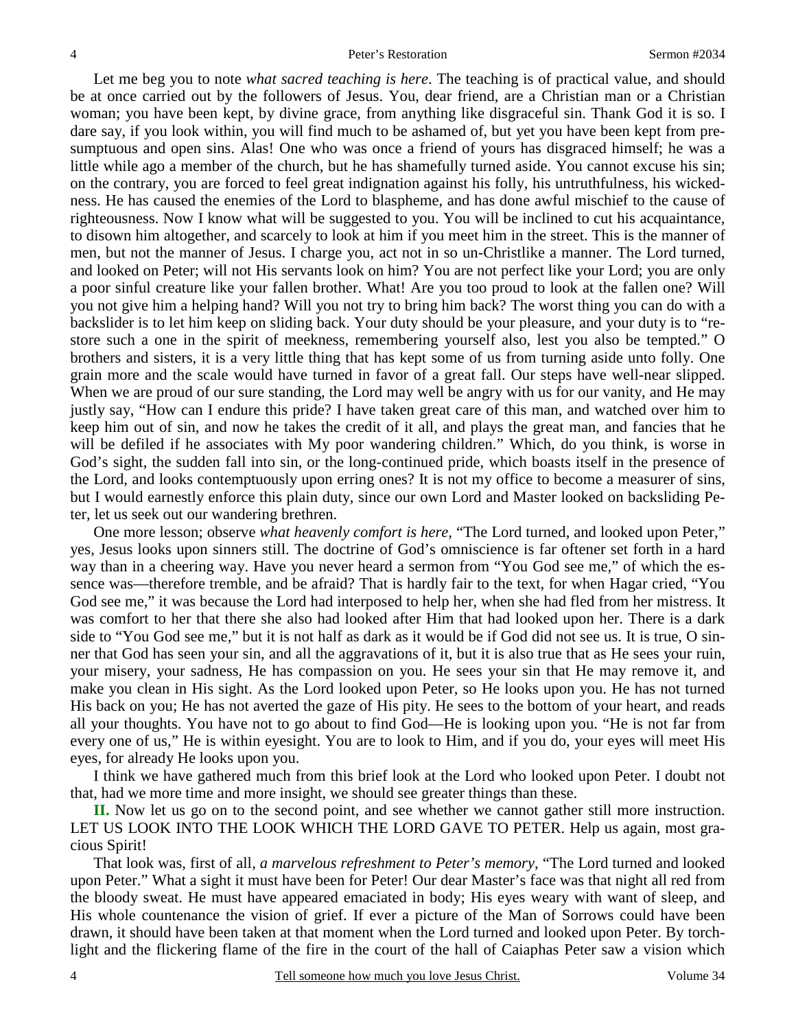Let me beg you to note *what sacred teaching is here*. The teaching is of practical value, and should be at once carried out by the followers of Jesus. You, dear friend, are a Christian man or a Christian woman; you have been kept, by divine grace, from anything like disgraceful sin. Thank God it is so. I dare say, if you look within, you will find much to be ashamed of, but yet you have been kept from presumptuous and open sins. Alas! One who was once a friend of yours has disgraced himself; he was a little while ago a member of the church, but he has shamefully turned aside. You cannot excuse his sin; on the contrary, you are forced to feel great indignation against his folly, his untruthfulness, his wickedness. He has caused the enemies of the Lord to blaspheme, and has done awful mischief to the cause of righteousness. Now I know what will be suggested to you. You will be inclined to cut his acquaintance, to disown him altogether, and scarcely to look at him if you meet him in the street. This is the manner of men, but not the manner of Jesus. I charge you, act not in so un-Christlike a manner. The Lord turned, and looked on Peter; will not His servants look on him? You are not perfect like your Lord; you are only a poor sinful creature like your fallen brother. What! Are you too proud to look at the fallen one? Will you not give him a helping hand? Will you not try to bring him back? The worst thing you can do with a backslider is to let him keep on sliding back. Your duty should be your pleasure, and your duty is to "restore such a one in the spirit of meekness, remembering yourself also, lest you also be tempted." O brothers and sisters, it is a very little thing that has kept some of us from turning aside unto folly. One grain more and the scale would have turned in favor of a great fall. Our steps have well-near slipped. When we are proud of our sure standing, the Lord may well be angry with us for our vanity, and He may justly say, "How can I endure this pride? I have taken great care of this man, and watched over him to keep him out of sin, and now he takes the credit of it all, and plays the great man, and fancies that he will be defiled if he associates with My poor wandering children." Which, do you think, is worse in God's sight, the sudden fall into sin, or the long-continued pride, which boasts itself in the presence of the Lord, and looks contemptuously upon erring ones? It is not my office to become a measurer of sins, but I would earnestly enforce this plain duty, since our own Lord and Master looked on backsliding Peter, let us seek out our wandering brethren.

One more lesson; observe *what heavenly comfort is here*, "The Lord turned, and looked upon Peter," yes, Jesus looks upon sinners still. The doctrine of God's omniscience is far oftener set forth in a hard way than in a cheering way. Have you never heard a sermon from "You God see me," of which the essence was—therefore tremble, and be afraid? That is hardly fair to the text, for when Hagar cried, "You God see me," it was because the Lord had interposed to help her, when she had fled from her mistress. It was comfort to her that there she also had looked after Him that had looked upon her. There is a dark side to "You God see me," but it is not half as dark as it would be if God did not see us. It is true, O sinner that God has seen your sin, and all the aggravations of it, but it is also true that as He sees your ruin, your misery, your sadness, He has compassion on you. He sees your sin that He may remove it, and make you clean in His sight. As the Lord looked upon Peter, so He looks upon you. He has not turned His back on you; He has not averted the gaze of His pity. He sees to the bottom of your heart, and reads all your thoughts. You have not to go about to find God—He is looking upon you. "He is not far from every one of us," He is within eyesight. You are to look to Him, and if you do, your eyes will meet His eyes, for already He looks upon you.

I think we have gathered much from this brief look at the Lord who looked upon Peter. I doubt not that, had we more time and more insight, we should see greater things than these.

**II.** Now let us go on to the second point, and see whether we cannot gather still more instruction. LET US LOOK INTO THE LOOK WHICH THE LORD GAVE TO PETER. Help us again, most gracious Spirit!

That look was, first of all, *a marvelous refreshment to Peter's memory*, "The Lord turned and looked upon Peter." What a sight it must have been for Peter! Our dear Master's face was that night all red from the bloody sweat. He must have appeared emaciated in body; His eyes weary with want of sleep, and His whole countenance the vision of grief. If ever a picture of the Man of Sorrows could have been drawn, it should have been taken at that moment when the Lord turned and looked upon Peter. By torchlight and the flickering flame of the fire in the court of the hall of Caiaphas Peter saw a vision which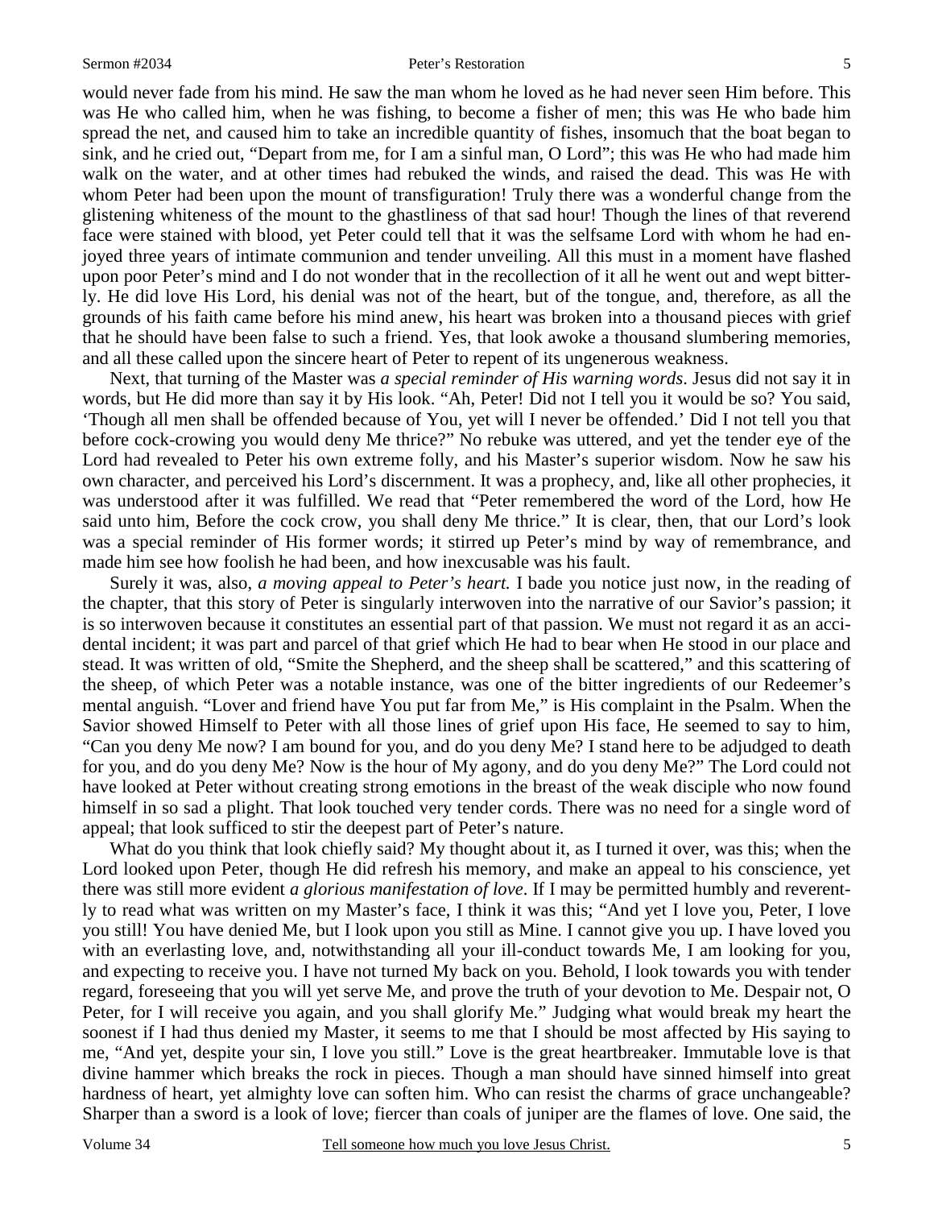would never fade from his mind. He saw the man whom he loved as he had never seen Him before. This was He who called him, when he was fishing, to become a fisher of men; this was He who bade him spread the net, and caused him to take an incredible quantity of fishes, insomuch that the boat began to sink, and he cried out, "Depart from me, for I am a sinful man, O Lord"; this was He who had made him walk on the water, and at other times had rebuked the winds, and raised the dead. This was He with whom Peter had been upon the mount of transfiguration! Truly there was a wonderful change from the glistening whiteness of the mount to the ghastliness of that sad hour! Though the lines of that reverend face were stained with blood, yet Peter could tell that it was the selfsame Lord with whom he had enjoyed three years of intimate communion and tender unveiling. All this must in a moment have flashed upon poor Peter's mind and I do not wonder that in the recollection of it all he went out and wept bitterly. He did love His Lord, his denial was not of the heart, but of the tongue, and, therefore, as all the grounds of his faith came before his mind anew, his heart was broken into a thousand pieces with grief that he should have been false to such a friend. Yes, that look awoke a thousand slumbering memories, and all these called upon the sincere heart of Peter to repent of its ungenerous weakness.

Next, that turning of the Master was *a special reminder of His warning words*. Jesus did not say it in words, but He did more than say it by His look. "Ah, Peter! Did not I tell you it would be so? You said, 'Though all men shall be offended because of You, yet will I never be offended.' Did I not tell you that before cock-crowing you would deny Me thrice?" No rebuke was uttered, and yet the tender eye of the Lord had revealed to Peter his own extreme folly, and his Master's superior wisdom. Now he saw his own character, and perceived his Lord's discernment. It was a prophecy, and, like all other prophecies, it was understood after it was fulfilled. We read that "Peter remembered the word of the Lord, how He said unto him, Before the cock crow, you shall deny Me thrice." It is clear, then, that our Lord's look was a special reminder of His former words; it stirred up Peter's mind by way of remembrance, and made him see how foolish he had been, and how inexcusable was his fault.

Surely it was, also, *a moving appeal to Peter's heart.* I bade you notice just now, in the reading of the chapter, that this story of Peter is singularly interwoven into the narrative of our Savior's passion; it is so interwoven because it constitutes an essential part of that passion. We must not regard it as an accidental incident; it was part and parcel of that grief which He had to bear when He stood in our place and stead. It was written of old, "Smite the Shepherd, and the sheep shall be scattered," and this scattering of the sheep, of which Peter was a notable instance, was one of the bitter ingredients of our Redeemer's mental anguish. "Lover and friend have You put far from Me," is His complaint in the Psalm. When the Savior showed Himself to Peter with all those lines of grief upon His face, He seemed to say to him, "Can you deny Me now? I am bound for you, and do you deny Me? I stand here to be adjudged to death for you, and do you deny Me? Now is the hour of My agony, and do you deny Me?" The Lord could not have looked at Peter without creating strong emotions in the breast of the weak disciple who now found himself in so sad a plight. That look touched very tender cords. There was no need for a single word of appeal; that look sufficed to stir the deepest part of Peter's nature.

What do you think that look chiefly said? My thought about it, as I turned it over, was this; when the Lord looked upon Peter, though He did refresh his memory, and make an appeal to his conscience, yet there was still more evident *a glorious manifestation of love*. If I may be permitted humbly and reverently to read what was written on my Master's face, I think it was this; "And yet I love you, Peter, I love you still! You have denied Me, but I look upon you still as Mine. I cannot give you up. I have loved you with an everlasting love, and, notwithstanding all your ill-conduct towards Me, I am looking for you, and expecting to receive you. I have not turned My back on you. Behold, I look towards you with tender regard, foreseeing that you will yet serve Me, and prove the truth of your devotion to Me. Despair not, O Peter, for I will receive you again, and you shall glorify Me." Judging what would break my heart the soonest if I had thus denied my Master, it seems to me that I should be most affected by His saying to me, "And yet, despite your sin, I love you still." Love is the great heartbreaker. Immutable love is that divine hammer which breaks the rock in pieces. Though a man should have sinned himself into great hardness of heart, yet almighty love can soften him. Who can resist the charms of grace unchangeable? Sharper than a sword is a look of love; fiercer than coals of juniper are the flames of love. One said, the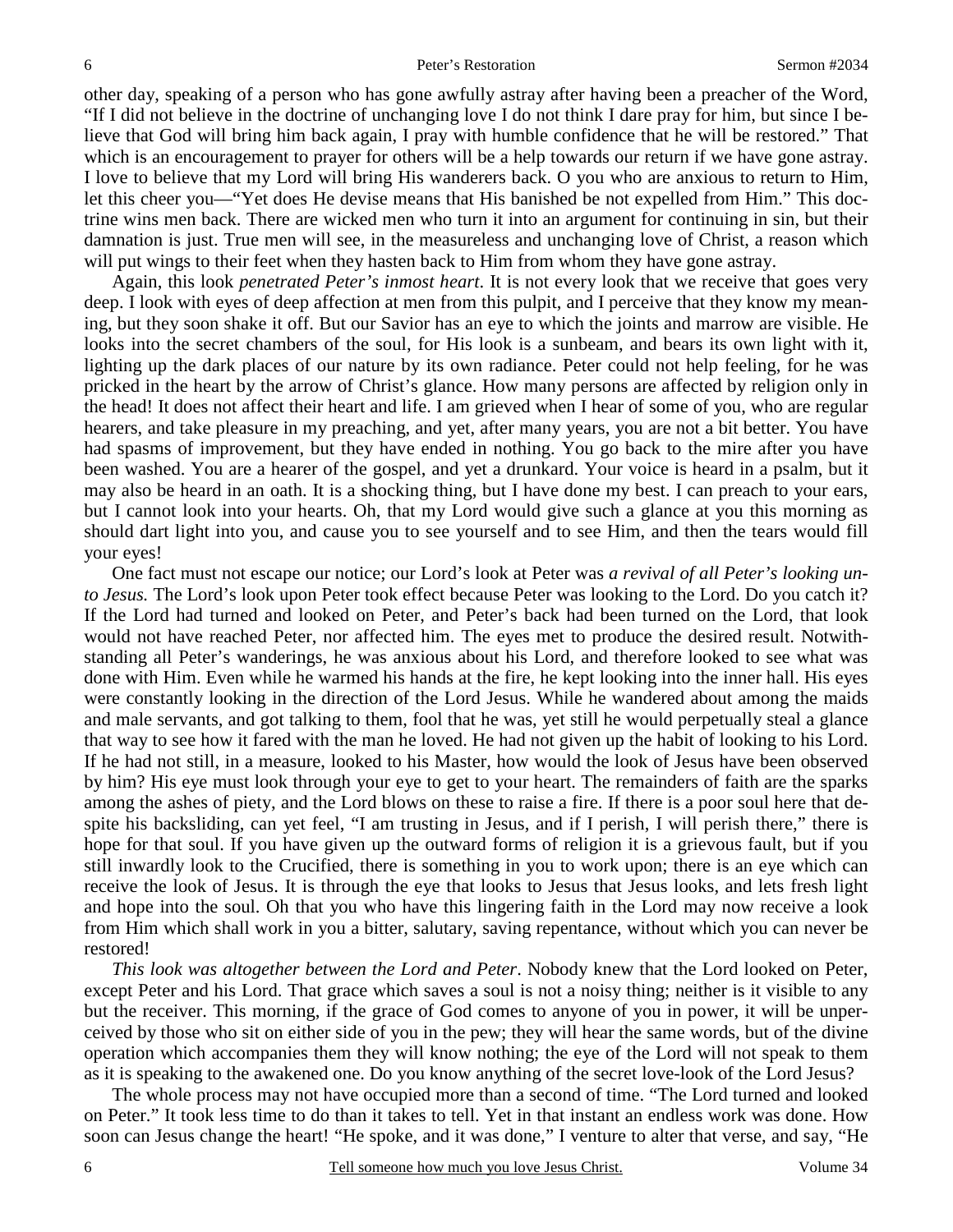other day, speaking of a person who has gone awfully astray after having been a preacher of the Word, "If I did not believe in the doctrine of unchanging love I do not think I dare pray for him, but since I believe that God will bring him back again, I pray with humble confidence that he will be restored." That which is an encouragement to prayer for others will be a help towards our return if we have gone astray. I love to believe that my Lord will bring His wanderers back. O you who are anxious to return to Him, let this cheer you—"Yet does He devise means that His banished be not expelled from Him." This doctrine wins men back. There are wicked men who turn it into an argument for continuing in sin, but their damnation is just. True men will see, in the measureless and unchanging love of Christ, a reason which will put wings to their feet when they hasten back to Him from whom they have gone astray.

Again, this look *penetrated Peter's inmost heart*. It is not every look that we receive that goes very deep. I look with eyes of deep affection at men from this pulpit, and I perceive that they know my meaning, but they soon shake it off. But our Savior has an eye to which the joints and marrow are visible. He looks into the secret chambers of the soul, for His look is a sunbeam, and bears its own light with it, lighting up the dark places of our nature by its own radiance. Peter could not help feeling, for he was pricked in the heart by the arrow of Christ's glance. How many persons are affected by religion only in the head! It does not affect their heart and life. I am grieved when I hear of some of you, who are regular hearers, and take pleasure in my preaching, and yet, after many years, you are not a bit better. You have had spasms of improvement, but they have ended in nothing. You go back to the mire after you have been washed. You are a hearer of the gospel, and yet a drunkard. Your voice is heard in a psalm, but it may also be heard in an oath. It is a shocking thing, but I have done my best. I can preach to your ears, but I cannot look into your hearts. Oh, that my Lord would give such a glance at you this morning as should dart light into you, and cause you to see yourself and to see Him, and then the tears would fill your eyes!

One fact must not escape our notice; our Lord's look at Peter was *a revival of all Peter's looking unto Jesus.* The Lord's look upon Peter took effect because Peter was looking to the Lord. Do you catch it? If the Lord had turned and looked on Peter, and Peter's back had been turned on the Lord, that look would not have reached Peter, nor affected him. The eyes met to produce the desired result. Notwithstanding all Peter's wanderings, he was anxious about his Lord, and therefore looked to see what was done with Him. Even while he warmed his hands at the fire, he kept looking into the inner hall. His eyes were constantly looking in the direction of the Lord Jesus. While he wandered about among the maids and male servants, and got talking to them, fool that he was, yet still he would perpetually steal a glance that way to see how it fared with the man he loved. He had not given up the habit of looking to his Lord. If he had not still, in a measure, looked to his Master, how would the look of Jesus have been observed by him? His eye must look through your eye to get to your heart. The remainders of faith are the sparks among the ashes of piety, and the Lord blows on these to raise a fire. If there is a poor soul here that despite his backsliding, can yet feel, "I am trusting in Jesus, and if I perish, I will perish there," there is hope for that soul. If you have given up the outward forms of religion it is a grievous fault, but if you still inwardly look to the Crucified, there is something in you to work upon; there is an eye which can receive the look of Jesus. It is through the eye that looks to Jesus that Jesus looks, and lets fresh light and hope into the soul. Oh that you who have this lingering faith in the Lord may now receive a look from Him which shall work in you a bitter, salutary, saving repentance, without which you can never be restored!

*This look was altogether between the Lord and Peter*. Nobody knew that the Lord looked on Peter, except Peter and his Lord. That grace which saves a soul is not a noisy thing; neither is it visible to any but the receiver. This morning, if the grace of God comes to anyone of you in power, it will be unperceived by those who sit on either side of you in the pew; they will hear the same words, but of the divine operation which accompanies them they will know nothing; the eye of the Lord will not speak to them as it is speaking to the awakened one. Do you know anything of the secret love-look of the Lord Jesus?

The whole process may not have occupied more than a second of time. "The Lord turned and looked on Peter." It took less time to do than it takes to tell. Yet in that instant an endless work was done. How soon can Jesus change the heart! "He spoke, and it was done," I venture to alter that verse, and say, "He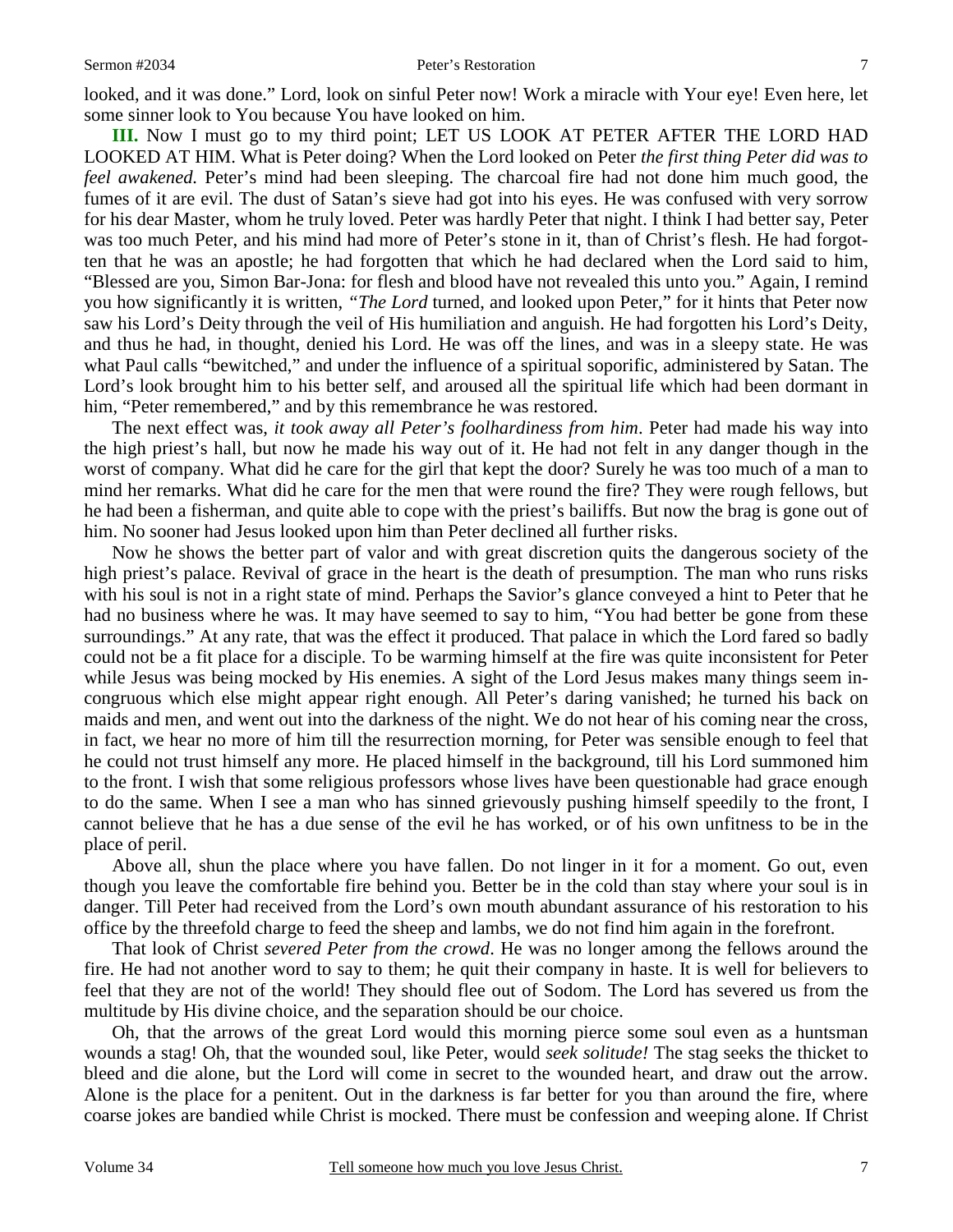looked, and it was done." Lord, look on sinful Peter now! Work a miracle with Your eye! Even here, let some sinner look to You because You have looked on him.

**III.** Now I must go to my third point; LET US LOOK AT PETER AFTER THE LORD HAD LOOKED AT HIM. What is Peter doing? When the Lord looked on Peter *the first thing Peter did was to feel awakened.* Peter's mind had been sleeping. The charcoal fire had not done him much good, the fumes of it are evil. The dust of Satan's sieve had got into his eyes. He was confused with very sorrow for his dear Master, whom he truly loved. Peter was hardly Peter that night. I think I had better say, Peter was too much Peter, and his mind had more of Peter's stone in it, than of Christ's flesh. He had forgotten that he was an apostle; he had forgotten that which he had declared when the Lord said to him, "Blessed are you, Simon Bar-Jona: for flesh and blood have not revealed this unto you." Again, I remind you how significantly it is written, *"The Lord* turned, and looked upon Peter," for it hints that Peter now saw his Lord's Deity through the veil of His humiliation and anguish. He had forgotten his Lord's Deity, and thus he had, in thought, denied his Lord. He was off the lines, and was in a sleepy state. He was what Paul calls "bewitched," and under the influence of a spiritual soporific, administered by Satan. The Lord's look brought him to his better self, and aroused all the spiritual life which had been dormant in him, "Peter remembered," and by this remembrance he was restored.

The next effect was, *it took away all Peter's foolhardiness from him*. Peter had made his way into the high priest's hall, but now he made his way out of it. He had not felt in any danger though in the worst of company. What did he care for the girl that kept the door? Surely he was too much of a man to mind her remarks. What did he care for the men that were round the fire? They were rough fellows, but he had been a fisherman, and quite able to cope with the priest's bailiffs. But now the brag is gone out of him. No sooner had Jesus looked upon him than Peter declined all further risks.

Now he shows the better part of valor and with great discretion quits the dangerous society of the high priest's palace. Revival of grace in the heart is the death of presumption. The man who runs risks with his soul is not in a right state of mind. Perhaps the Savior's glance conveyed a hint to Peter that he had no business where he was. It may have seemed to say to him, "You had better be gone from these surroundings." At any rate, that was the effect it produced. That palace in which the Lord fared so badly could not be a fit place for a disciple. To be warming himself at the fire was quite inconsistent for Peter while Jesus was being mocked by His enemies. A sight of the Lord Jesus makes many things seem incongruous which else might appear right enough. All Peter's daring vanished; he turned his back on maids and men, and went out into the darkness of the night. We do not hear of his coming near the cross, in fact, we hear no more of him till the resurrection morning, for Peter was sensible enough to feel that he could not trust himself any more. He placed himself in the background, till his Lord summoned him to the front. I wish that some religious professors whose lives have been questionable had grace enough to do the same. When I see a man who has sinned grievously pushing himself speedily to the front, I cannot believe that he has a due sense of the evil he has worked, or of his own unfitness to be in the place of peril.

Above all, shun the place where you have fallen. Do not linger in it for a moment. Go out, even though you leave the comfortable fire behind you. Better be in the cold than stay where your soul is in danger. Till Peter had received from the Lord's own mouth abundant assurance of his restoration to his office by the threefold charge to feed the sheep and lambs, we do not find him again in the forefront.

That look of Christ *severed Peter from the crowd*. He was no longer among the fellows around the fire. He had not another word to say to them; he quit their company in haste. It is well for believers to feel that they are not of the world! They should flee out of Sodom. The Lord has severed us from the multitude by His divine choice, and the separation should be our choice.

Oh, that the arrows of the great Lord would this morning pierce some soul even as a huntsman wounds a stag! Oh, that the wounded soul, like Peter, would *seek solitude!* The stag seeks the thicket to bleed and die alone, but the Lord will come in secret to the wounded heart, and draw out the arrow. Alone is the place for a penitent. Out in the darkness is far better for you than around the fire, where coarse jokes are bandied while Christ is mocked. There must be confession and weeping alone. If Christ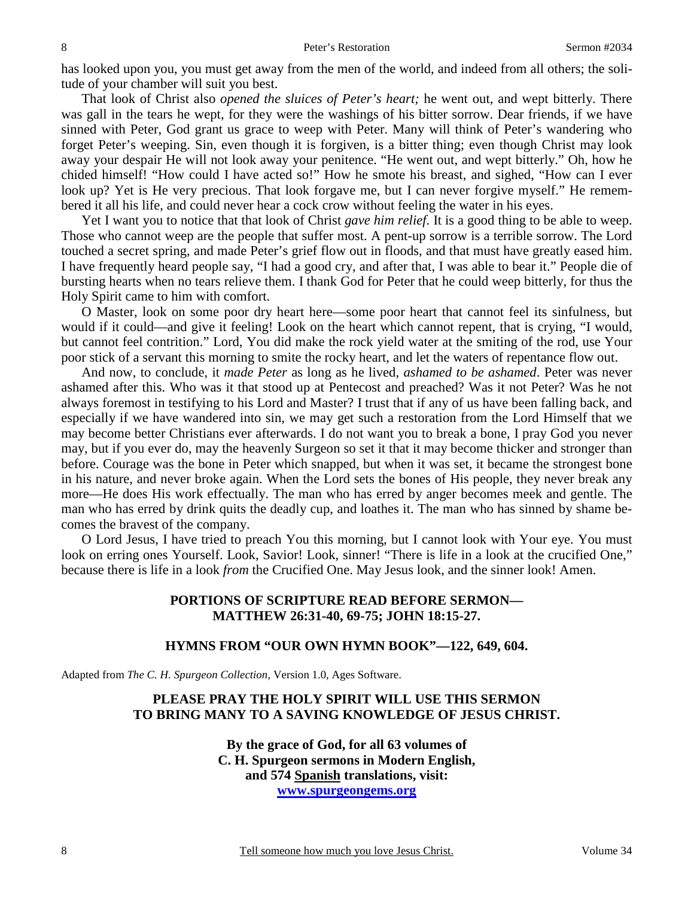has looked upon you, you must get away from the men of the world, and indeed from all others; the solitude of your chamber will suit you best.

That look of Christ also *opened the sluices of Peter's heart;* he went out, and wept bitterly. There was gall in the tears he wept, for they were the washings of his bitter sorrow. Dear friends, if we have sinned with Peter, God grant us grace to weep with Peter. Many will think of Peter's wandering who forget Peter's weeping. Sin, even though it is forgiven, is a bitter thing; even though Christ may look away your despair He will not look away your penitence. "He went out, and wept bitterly." Oh, how he chided himself! "How could I have acted so!" How he smote his breast, and sighed, "How can I ever look up? Yet is He very precious. That look forgave me, but I can never forgive myself." He remembered it all his life, and could never hear a cock crow without feeling the water in his eyes.

Yet I want you to notice that that look of Christ *gave him relief*. It is a good thing to be able to weep. Those who cannot weep are the people that suffer most. A pent-up sorrow is a terrible sorrow. The Lord touched a secret spring, and made Peter's grief flow out in floods, and that must have greatly eased him. I have frequently heard people say, "I had a good cry, and after that, I was able to bear it." People die of bursting hearts when no tears relieve them. I thank God for Peter that he could weep bitterly, for thus the Holy Spirit came to him with comfort.

O Master, look on some poor dry heart here—some poor heart that cannot feel its sinfulness, but would if it could—and give it feeling! Look on the heart which cannot repent, that is crying, "I would, but cannot feel contrition." Lord, You did make the rock yield water at the smiting of the rod, use Your poor stick of a servant this morning to smite the rocky heart, and let the waters of repentance flow out.

And now, to conclude, it *made Peter* as long as he lived, *ashamed to be ashamed*. Peter was never ashamed after this. Who was it that stood up at Pentecost and preached? Was it not Peter? Was he not always foremost in testifying to his Lord and Master? I trust that if any of us have been falling back, and especially if we have wandered into sin, we may get such a restoration from the Lord Himself that we may become better Christians ever afterwards. I do not want you to break a bone, I pray God you never may, but if you ever do, may the heavenly Surgeon so set it that it may become thicker and stronger than before. Courage was the bone in Peter which snapped, but when it was set, it became the strongest bone in his nature, and never broke again. When the Lord sets the bones of His people, they never break any more—He does His work effectually. The man who has erred by anger becomes meek and gentle. The man who has erred by drink quits the deadly cup, and loathes it. The man who has sinned by shame becomes the bravest of the company.

O Lord Jesus, I have tried to preach You this morning, but I cannot look with Your eye. You must look on erring ones Yourself. Look, Savior! Look, sinner! "There is life in a look at the crucified One," because there is life in a look *from* the Crucified One. May Jesus look, and the sinner look! Amen.

**PORTIONS OF SCRIPTURE READ BEFORE SERMON—
MATTHEW 26:31-40, 69-75; JOHN 18:15-27.**

**HYMNS FROM "OUR OWN HYMN BOOK"—122, 649, 604.**

Adapted from *The C. H. Spurgeon Collection*, Version 1.0, Ages Software.

**PLEASE PRAY THE HOLY SPIRIT WILL USE THIS SERMON
TO BRING MANY TO A SAVING KNOWLEDGE OF JESUS CHRIST.**

**By the grace of God, for all 63 volumes of
C. H. Spurgeon sermons in Modern English,
and 574 Spanish translations, visit:
www.spurgeongems.org**

Tell someone how much you love Jesus Christ.